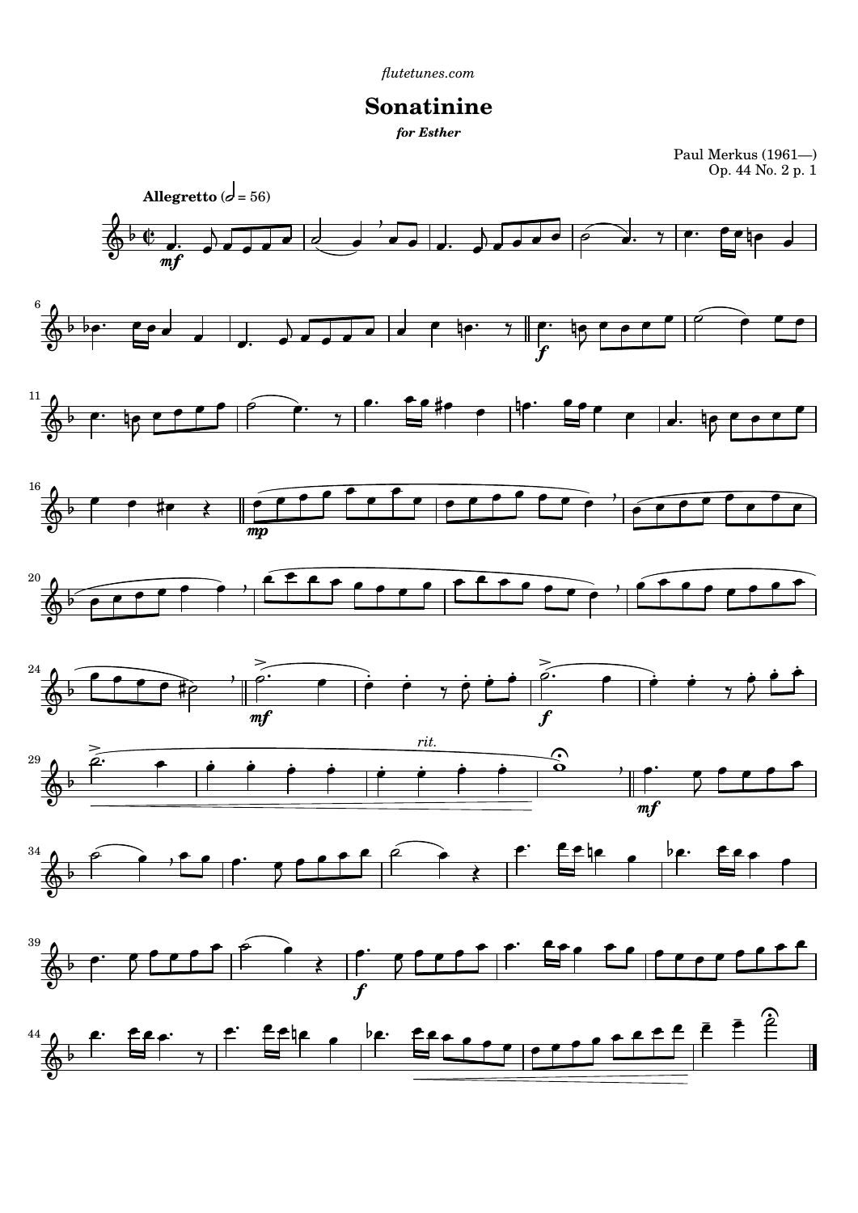flutetunes.com

# Sonatinine

***for Esther***

Paul Merkus (1961—)
Op. 44 No. 2 p. 1

**Allegretto** (𝅗𝅥 = 56)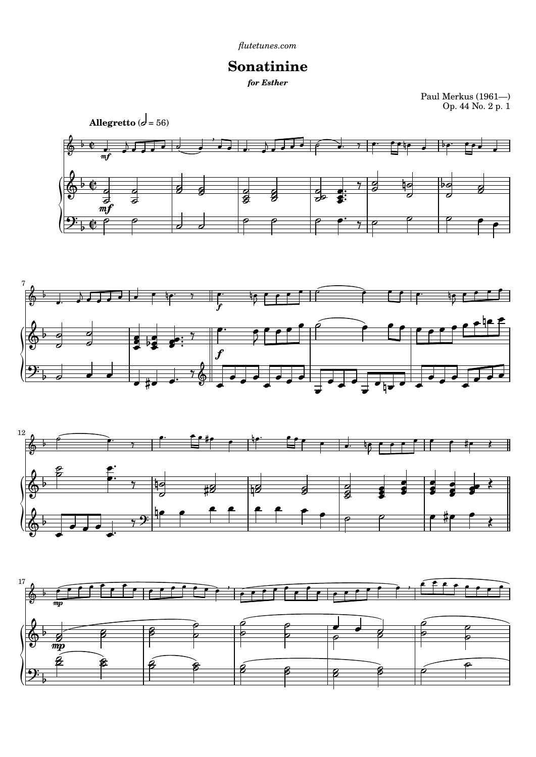*flutetunes.com*

# Sonatinine

***for Esther***

Paul Merkus (1961—)
Op. 44 No. 2 p. 1

**Allegretto** (𝅗𝅥 = 56)